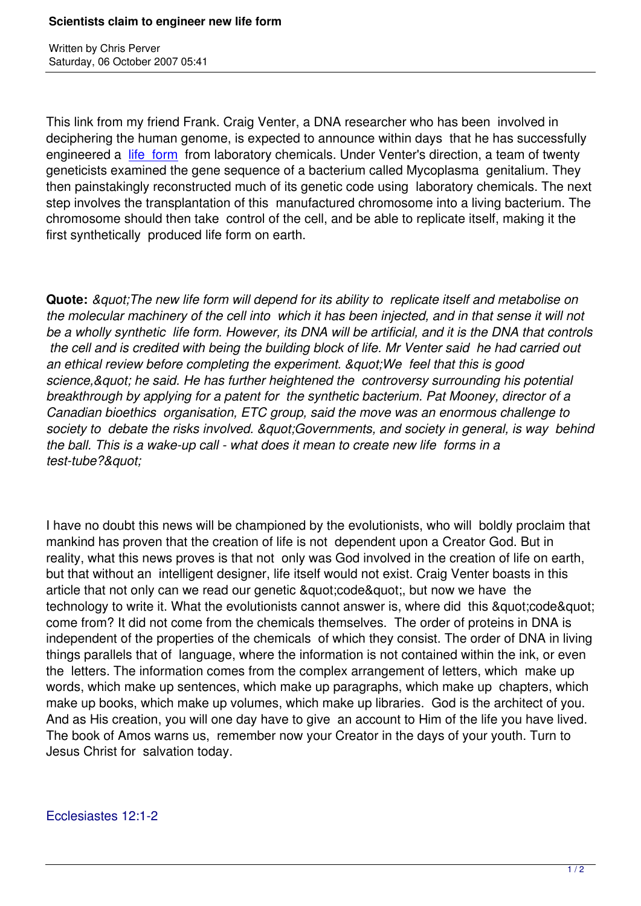# Scientists claim to engineer new life form

Written by Chris Perver
Saturday, 06 October 2007 05:41

This link from my friend Frank. Craig Venter, a DNA researcher who has been involved in deciphering the human genome, is expected to announce within days that he has successfully engineered a life form from laboratory chemicals. Under Venter's direction, a team of twenty geneticists examined the gene sequence of a bacterium called Mycoplasma genitalium. They then painstakingly reconstructed much of its genetic code using laboratory chemicals. The next step involves the transplantation of this manufactured chromosome into a living bacterium. The chromosome should then take control of the cell, and be able to replicate itself, making it the first synthetically produced life form on earth.

**Quote:** *&quot;The new life form will depend for its ability to replicate itself and metabolise on the molecular machinery of the cell into which it has been injected, and in that sense it will not be a wholly synthetic life form. However, its DNA will be artificial, and it is the DNA that controls the cell and is credited with being the building block of life. Mr Venter said he had carried out an ethical review before completing the experiment. &quot;We feel that this is good science,&quot; he said. He has further heightened the controversy surrounding his potential breakthrough by applying for a patent for the synthetic bacterium. Pat Mooney, director of a Canadian bioethics organisation, ETC group, said the move was an enormous challenge to society to debate the risks involved. &quot;Governments, and society in general, is way behind the ball. This is a wake-up call - what does it mean to create new life forms in a test-tube?&quot;*

I have no doubt this news will be championed by the evolutionists, who will boldly proclaim that mankind has proven that the creation of life is not dependent upon a Creator God. But in reality, what this news proves is that not only was God involved in the creation of life on earth, but that without an intelligent designer, life itself would not exist. Craig Venter boasts in this article that not only can we read our genetic &quot;code&quot;, but now we have the technology to write it. What the evolutionists cannot answer is, where did this &quot;code&quot; come from? It did not come from the chemicals themselves. The order of proteins in DNA is independent of the properties of the chemicals of which they consist. The order of DNA in living things parallels that of language, where the information is not contained within the ink, or even the letters. The information comes from the complex arrangement of letters, which make up words, which make up sentences, which make up paragraphs, which make up chapters, which make up books, which make up volumes, which make up libraries. God is the architect of you. And as His creation, you will one day have to give an account to Him of the life you have lived. The book of Amos warns us, remember now your Creator in the days of your youth. Turn to Jesus Christ for salvation today.

Ecclesiastes 12:1-2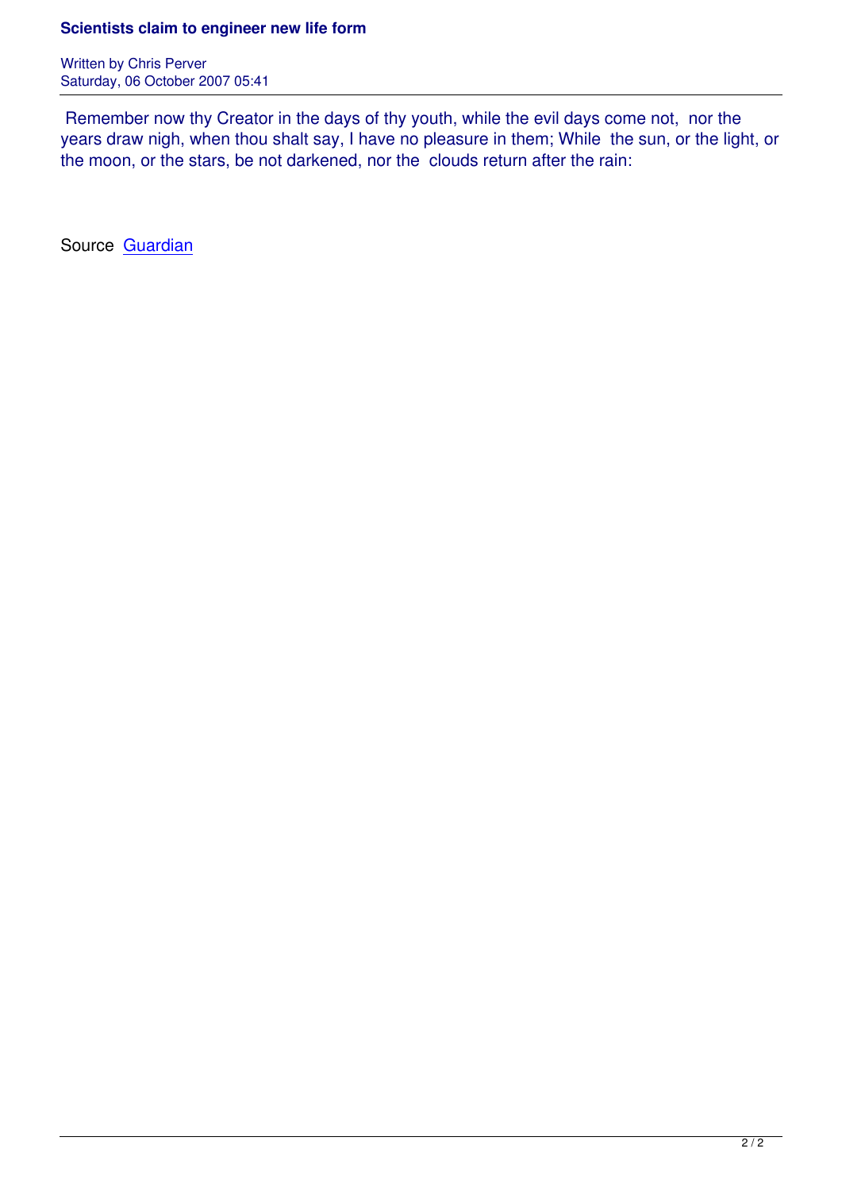Remember now thy Creator in the days of thy youth, while the evil days come not, nor the years draw nigh, when thou shalt say, I have no pleasure in them; While the sun, or the light, or the moon, or the stars, be not darkened, nor the clouds return after the rain:

Source [Guardian]